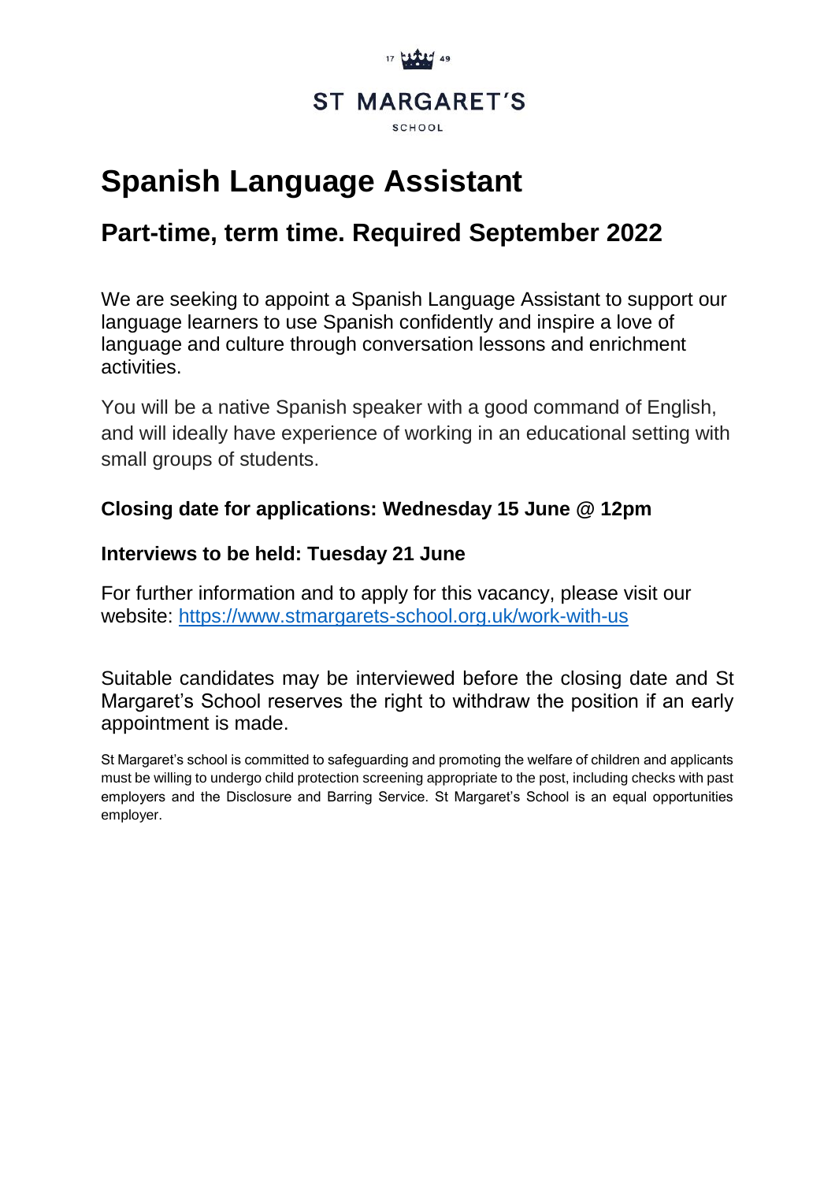17 49

ST MARGARET'S

SCHOOL

# Spanish Language Assistant

## Part-time, term time. Required September 2022

We are seeking to appoint a Spanish Language Assistant to support our language learners to use Spanish confidently and inspire a love of language and culture through conversation lessons and enrichment activities.

You will be a native Spanish speaker with a good command of English, and will ideally have experience of working in an educational setting with small groups of students.

### Closing date for applications: Wednesday 15 June @ 12pm

### Interviews to be held: Tuesday 21 June

For further information and to apply for this vacancy, please visit our website: [https://www.stmargarets-school.org.uk/work-with-us](https://www.stmargarets-school.org.uk/work-with-us)

Suitable candidates may be interviewed before the closing date and St Margaret's School reserves the right to withdraw the position if an early appointment is made.

St Margaret's school is committed to safeguarding and promoting the welfare of children and applicants must be willing to undergo child protection screening appropriate to the post, including checks with past employers and the Disclosure and Barring Service. St Margaret's School is an equal opportunities employer.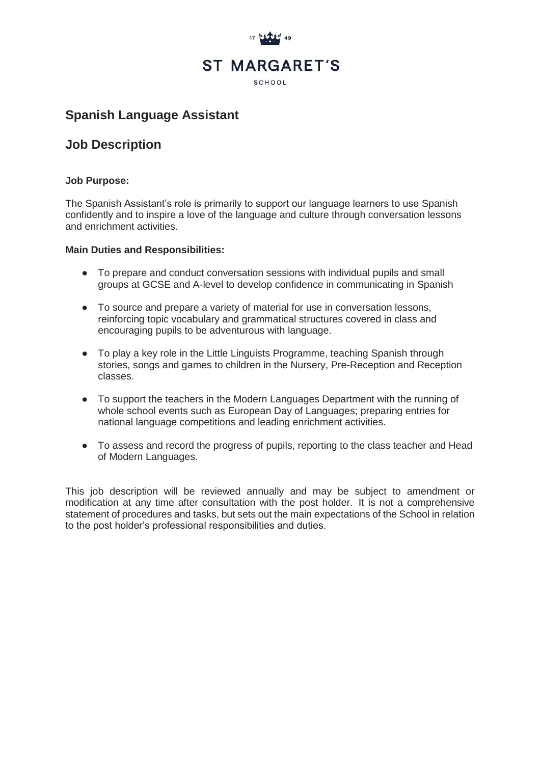# ST MARGARET'S

SCHOOL

## Spanish Language Assistant

## Job Description

**Job Purpose:**

The Spanish Assistant's role is primarily to support our language learners to use Spanish confidently and to inspire a love of the language and culture through conversation lessons and enrichment activities.

**Main Duties and Responsibilities:**

- To prepare and conduct conversation sessions with individual pupils and small groups at GCSE and A-level to develop confidence in communicating in Spanish
- To source and prepare a variety of material for use in conversation lessons, reinforcing topic vocabulary and grammatical structures covered in class and encouraging pupils to be adventurous with language.
- To play a key role in the Little Linguists Programme, teaching Spanish through stories, songs and games to children in the Nursery, Pre-Reception and Reception classes.
- To support the teachers in the Modern Languages Department with the running of whole school events such as European Day of Languages; preparing entries for national language competitions and leading enrichment activities.
- To assess and record the progress of pupils, reporting to the class teacher and Head of Modern Languages.

This job description will be reviewed annually and may be subject to amendment or modification at any time after consultation with the post holder. It is not a comprehensive statement of procedures and tasks, but sets out the main expectations of the School in relation to the post holder's professional responsibilities and duties.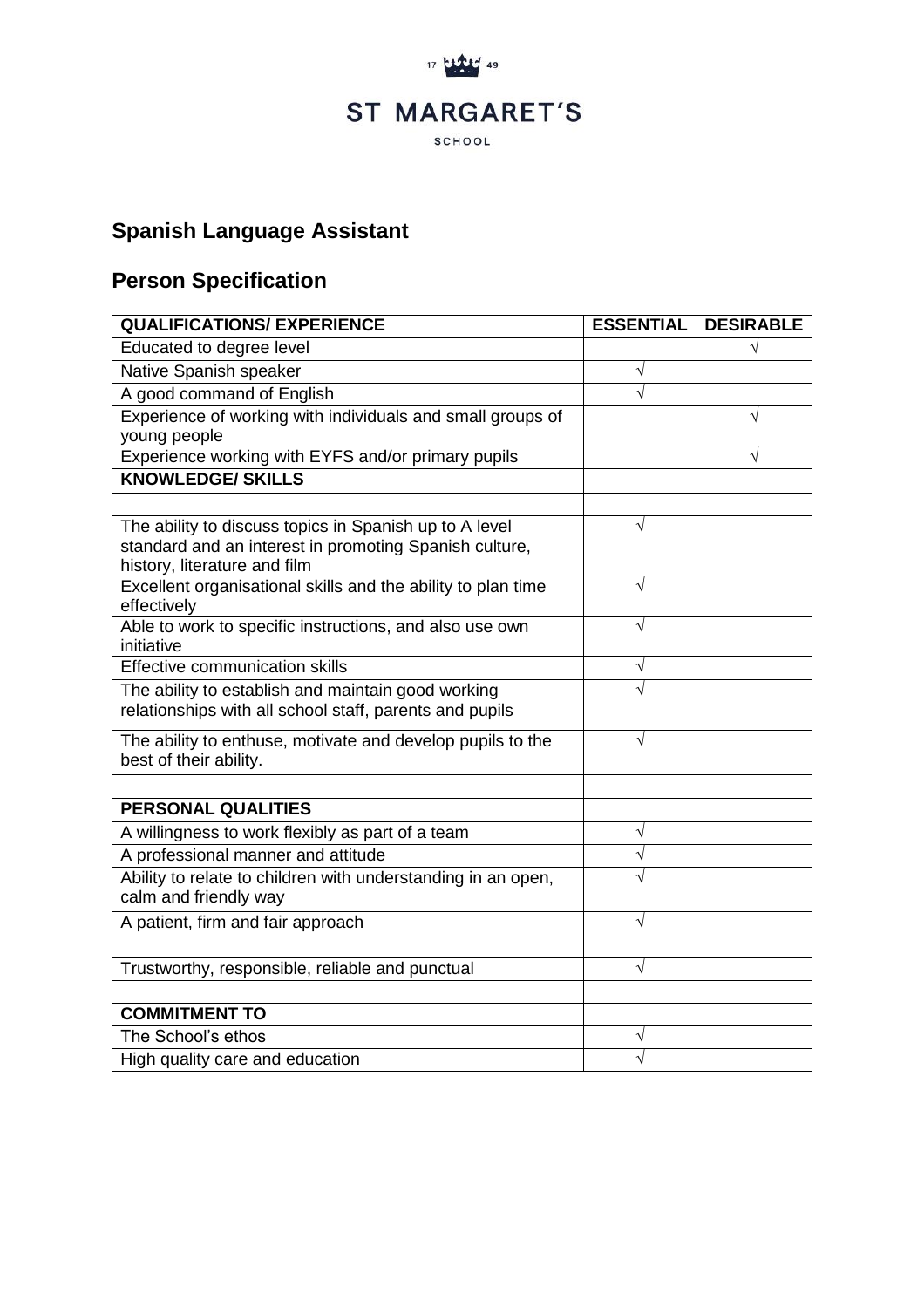ST MARGARET'S

SCHOOL

## Spanish Language Assistant

## Person Specification

| QUALIFICATIONS/ EXPERIENCE | ESSENTIAL | DESIRABLE |
|---|---|---|
| Educated to degree level | | √ |
| Native Spanish speaker | √ | |
| A good command of English | √ | |
| Experience of working with individuals and small groups of young people | | √ |
| Experience working with EYFS and/or primary pupils | | √ |
| **KNOWLEDGE/ SKILLS** | | |
| | | |
| The ability to discuss topics in Spanish up to A level standard and an interest in promoting Spanish culture, history, literature and film | √ | |
| Excellent organisational skills and the ability to plan time effectively | √ | |
| Able to work to specific instructions, and also use own initiative | √ | |
| Effective communication skills | √ | |
| The ability to establish and maintain good working relationships with all school staff, parents and pupils | √ | |
| The ability to enthuse, motivate and develop pupils to the best of their ability. | √ | |
| | | |
| **PERSONAL QUALITIES** | | |
| A willingness to work flexibly as part of a team | √ | |
| A professional manner and attitude | √ | |
| Ability to relate to children with understanding in an open, calm and friendly way | √ | |
| A patient, firm and fair approach | √ | |
| Trustworthy, responsible, reliable and punctual | √ | |
| | | |
| **COMMITMENT TO** | | |
| The School's ethos | √ | |
| High quality care and education | √ | |